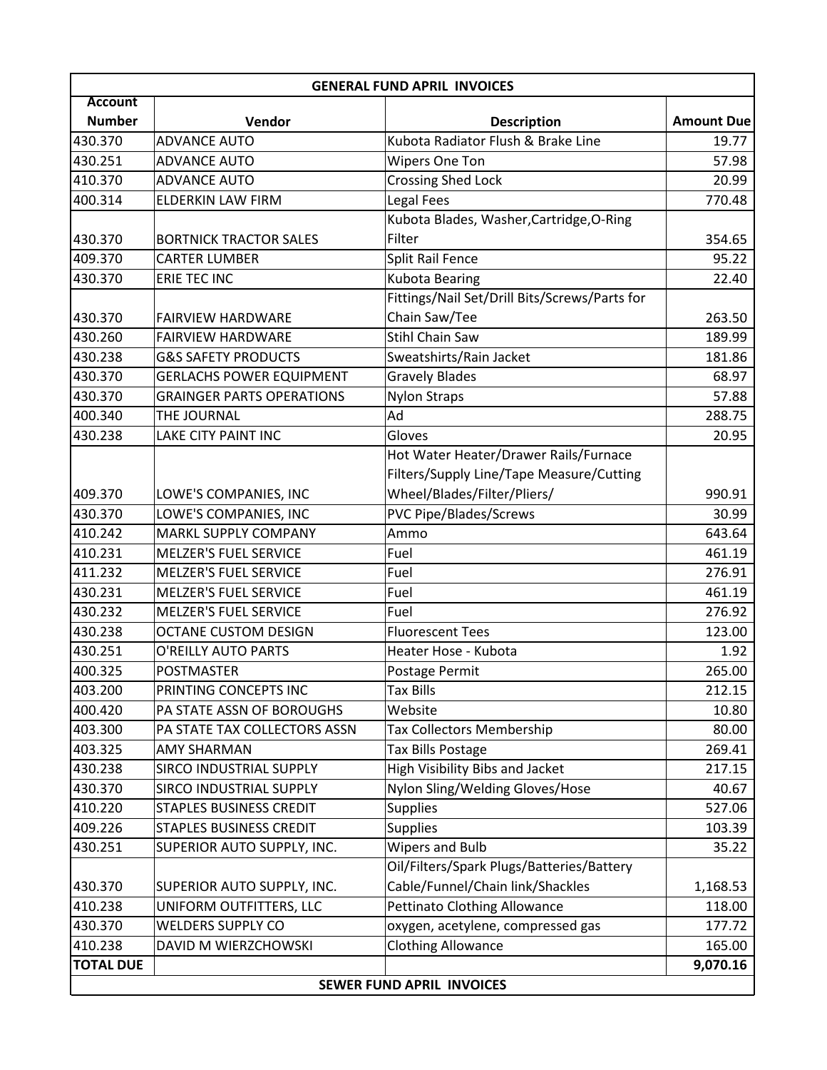| GENERAL FUND APRIL INVOICES | | | |
|---|---|---|---|
| **Account Number** | **Vendor** | **Description** | **Amount Due** |
| 430.370 | ADVANCE AUTO | Kubota Radiator Flush & Brake Line | 19.77 |
| 430.251 | ADVANCE AUTO | Wipers One Ton | 57.98 |
| 410.370 | ADVANCE AUTO | Crossing Shed Lock | 20.99 |
| 400.314 | ELDERKIN LAW FIRM | Legal Fees | 770.48 |
| 430.370 | BORTNICK TRACTOR SALES | Kubota Blades, Washer,Cartridge,O-Ring Filter | 354.65 |
| 409.370 | CARTER LUMBER | Split Rail Fence | 95.22 |
| 430.370 | ERIE TEC INC | Kubota Bearing | 22.40 |
| 430.370 | FAIRVIEW HARDWARE | Fittings/Nail Set/Drill Bits/Screws/Parts for Chain Saw/Tee | 263.50 |
| 430.260 | FAIRVIEW HARDWARE | Stihl Chain Saw | 189.99 |
| 430.238 | G&S SAFETY PRODUCTS | Sweatshirts/Rain Jacket | 181.86 |
| 430.370 | GERLACHS POWER EQUIPMENT | Gravely Blades | 68.97 |
| 430.370 | GRAINGER PARTS OPERATIONS | Nylon Straps | 57.88 |
| 400.340 | THE JOURNAL | Ad | 288.75 |
| 430.238 | LAKE CITY PAINT INC | Gloves | 20.95 |
| 409.370 | LOWE'S COMPANIES, INC | Hot Water Heater/Drawer Rails/Furnace Filters/Supply Line/Tape Measure/Cutting Wheel/Blades/Filter/Pliers/ | 990.91 |
| 430.370 | LOWE'S COMPANIES, INC | PVC Pipe/Blades/Screws | 30.99 |
| 410.242 | MARKL SUPPLY COMPANY | Ammo | 643.64 |
| 410.231 | MELZER'S FUEL SERVICE | Fuel | 461.19 |
| 411.232 | MELZER'S FUEL SERVICE | Fuel | 276.91 |
| 430.231 | MELZER'S FUEL SERVICE | Fuel | 461.19 |
| 430.232 | MELZER'S FUEL SERVICE | Fuel | 276.92 |
| 430.238 | OCTANE CUSTOM DESIGN | Fluorescent Tees | 123.00 |
| 430.251 | O'REILLY AUTO PARTS | Heater Hose - Kubota | 1.92 |
| 400.325 | POSTMASTER | Postage Permit | 265.00 |
| 403.200 | PRINTING CONCEPTS INC | Tax Bills | 212.15 |
| 400.420 | PA STATE ASSN OF BOROUGHS | Website | 10.80 |
| 403.300 | PA STATE TAX COLLECTORS ASSN | Tax Collectors Membership | 80.00 |
| 403.325 | AMY SHARMAN | Tax Bills Postage | 269.41 |
| 430.238 | SIRCO INDUSTRIAL SUPPLY | High Visibility Bibs and Jacket | 217.15 |
| 430.370 | SIRCO INDUSTRIAL SUPPLY | Nylon Sling/Welding Gloves/Hose | 40.67 |
| 410.220 | STAPLES BUSINESS CREDIT | Supplies | 527.06 |
| 409.226 | STAPLES BUSINESS CREDIT | Supplies | 103.39 |
| 430.251 | SUPERIOR AUTO SUPPLY, INC. | Wipers and Bulb | 35.22 |
| 430.370 | SUPERIOR AUTO SUPPLY, INC. | Oil/Filters/Spark Plugs/Batteries/Battery Cable/Funnel/Chain link/Shackles | 1,168.53 |
| 410.238 | UNIFORM OUTFITTERS, LLC | Pettinato Clothing Allowance | 118.00 |
| 430.370 | WELDERS SUPPLY CO | oxygen, acetylene, compressed gas | 177.72 |
| 410.238 | DAVID M WIERZCHOWSKI | Clothing Allowance | 165.00 |
| **TOTAL DUE** | | | **9,070.16** |

| SEWER FUND APRIL INVOICES |
|---|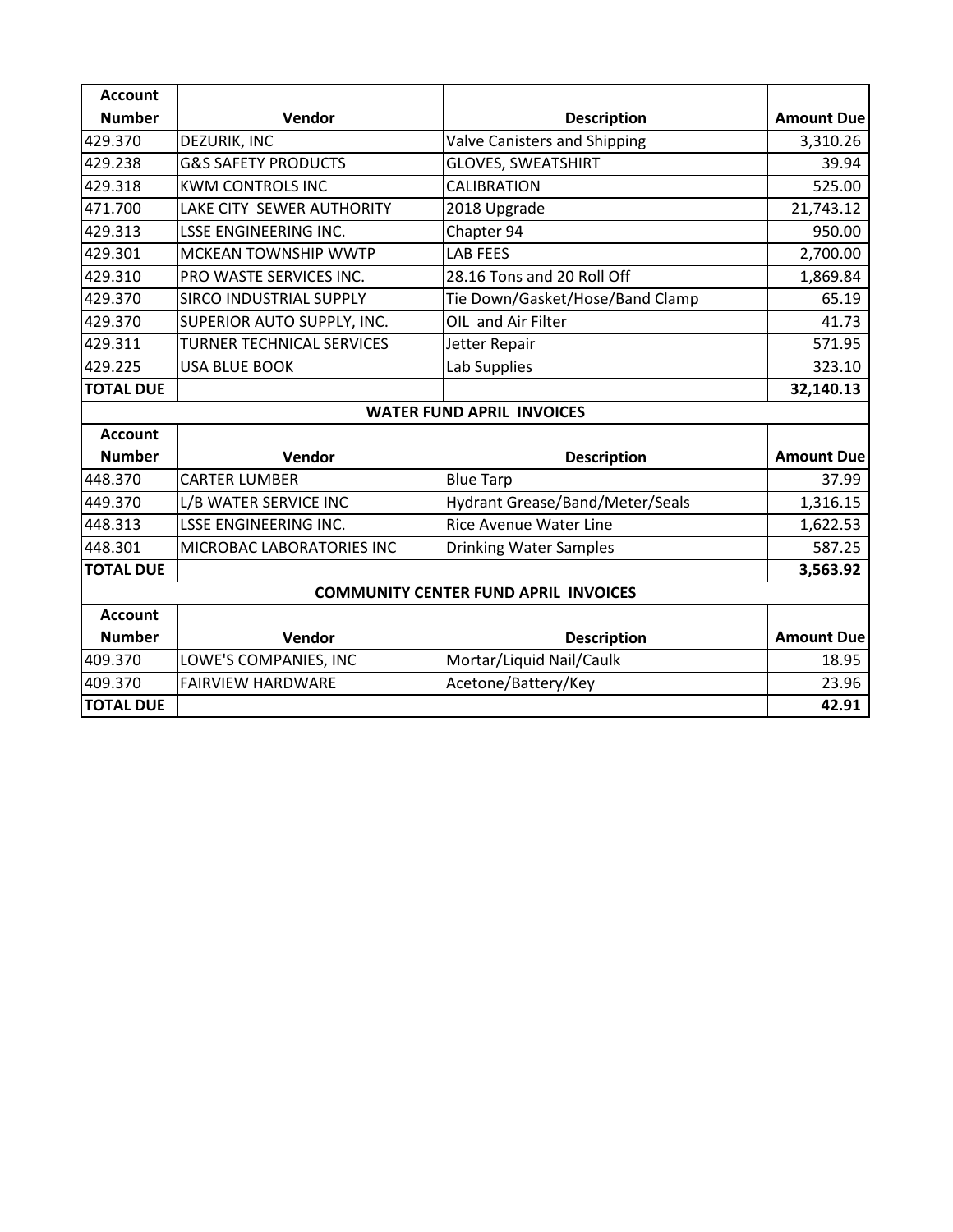| Account Number | Vendor | Description | Amount Due |
|---|---|---|---|
| 429.370 | DEZURIK, INC | Valve Canisters and Shipping | 3,310.26 |
| 429.238 | G&S SAFETY PRODUCTS | GLOVES, SWEATSHIRT | 39.94 |
| 429.318 | KWM CONTROLS INC | CALIBRATION | 525.00 |
| 471.700 | LAKE CITY SEWER AUTHORITY | 2018 Upgrade | 21,743.12 |
| 429.313 | LSSE ENGINEERING INC. | Chapter 94 | 950.00 |
| 429.301 | MCKEAN TOWNSHIP WWTP | LAB FEES | 2,700.00 |
| 429.310 | PRO WASTE SERVICES INC. | 28.16 Tons and 20 Roll Off | 1,869.84 |
| 429.370 | SIRCO INDUSTRIAL SUPPLY | Tie Down/Gasket/Hose/Band Clamp | 65.19 |
| 429.370 | SUPERIOR AUTO SUPPLY, INC. | OIL and Air Filter | 41.73 |
| 429.311 | TURNER TECHNICAL SERVICES | Jetter Repair | 571.95 |
| 429.225 | USA BLUE BOOK | Lab Supplies | 323.10 |
| **TOTAL DUE** | | | **32,140.13** |

**WATER FUND APRIL INVOICES**

| Account Number | Vendor | Description | Amount Due |
|---|---|---|---|
| 448.370 | CARTER LUMBER | Blue Tarp | 37.99 |
| 449.370 | L/B WATER SERVICE INC | Hydrant Grease/Band/Meter/Seals | 1,316.15 |
| 448.313 | LSSE ENGINEERING INC. | Rice Avenue Water Line | 1,622.53 |
| 448.301 | MICROBAC LABORATORIES INC | Drinking Water Samples | 587.25 |
| **TOTAL DUE** | | | **3,563.92** |

**COMMUNITY CENTER FUND APRIL INVOICES**

| Account Number | Vendor | Description | Amount Due |
|---|---|---|---|
| 409.370 | LOWE'S COMPANIES, INC | Mortar/Liquid Nail/Caulk | 18.95 |
| 409.370 | FAIRVIEW HARDWARE | Acetone/Battery/Key | 23.96 |
| **TOTAL DUE** | | | **42.91** |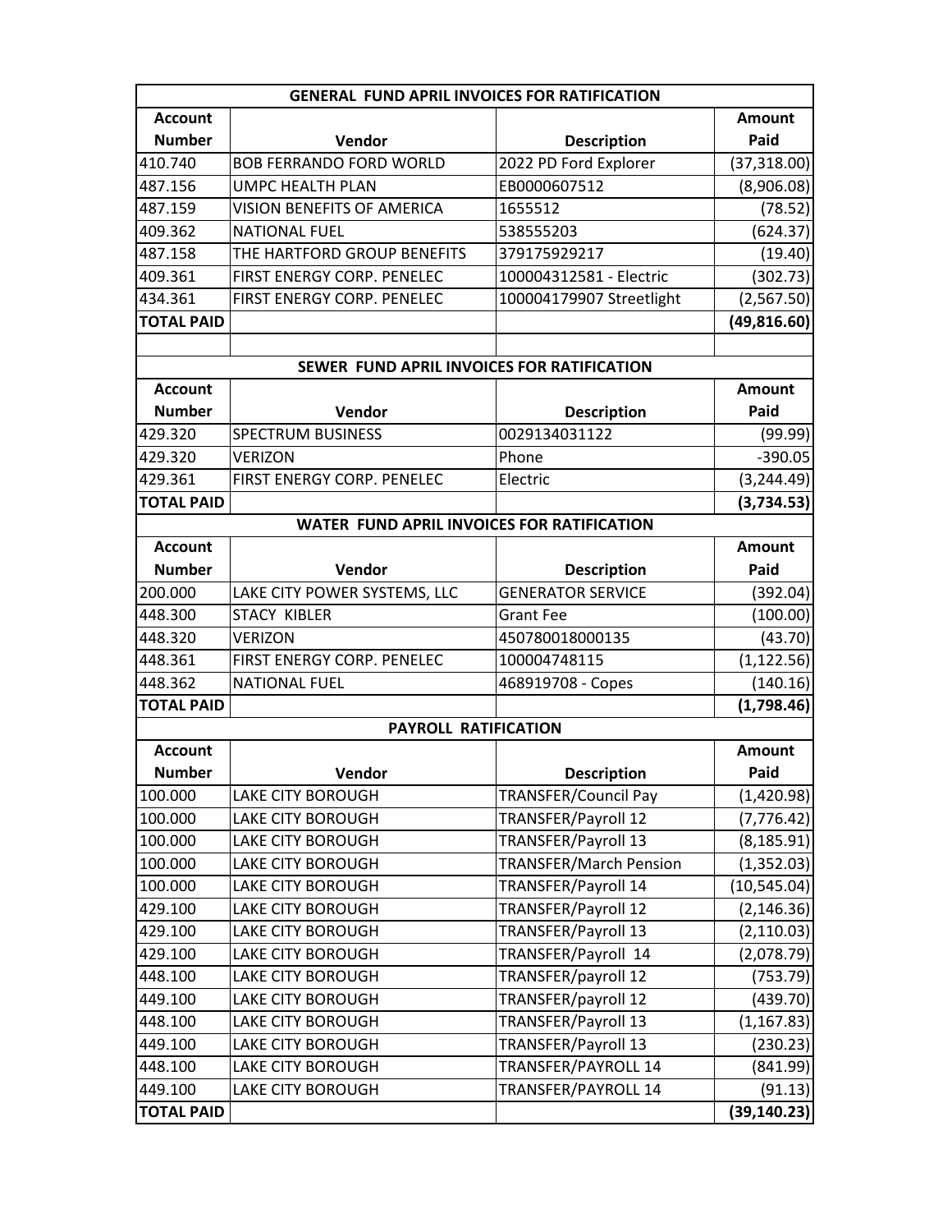| GENERAL FUND APRIL INVOICES FOR RATIFICATION | | | |
|---|---|---|---|
| **Account Number** | **Vendor** | **Description** | **Amount Paid** |
| 410.740 | BOB FERRANDO FORD WORLD | 2022 PD Ford Explorer | (37,318.00) |
| 487.156 | UMPC HEALTH PLAN | EB0000607512 | (8,906.08) |
| 487.159 | VISION BENEFITS OF AMERICA | 1655512 | (78.52) |
| 409.362 | NATIONAL FUEL | 538555203 | (624.37) |
| 487.158 | THE HARTFORD GROUP BENEFITS | 379175929217 | (19.40) |
| 409.361 | FIRST ENERGY CORP. PENELEC | 100004312581 - Electric | (302.73) |
| 434.361 | FIRST ENERGY CORP. PENELEC | 100004179907 Streetlight | (2,567.50) |
| **TOTAL PAID** | | | **(49,816.60)** |

| SEWER FUND APRIL INVOICES FOR RATIFICATION | | | |
|---|---|---|---|
| **Account Number** | **Vendor** | **Description** | **Amount Paid** |
| 429.320 | SPECTRUM BUSINESS | 0029134031122 | (99.99) |
| 429.320 | VERIZON | Phone | -390.05 |
| 429.361 | FIRST ENERGY CORP. PENELEC | Electric | (3,244.49) |
| **TOTAL PAID** | | | **(3,734.53)** |

| WATER FUND APRIL INVOICES FOR RATIFICATION | | | |
|---|---|---|---|
| **Account Number** | **Vendor** | **Description** | **Amount Paid** |
| 200.000 | LAKE CITY POWER SYSTEMS, LLC | GENERATOR SERVICE | (392.04) |
| 448.300 | STACY KIBLER | Grant Fee | (100.00) |
| 448.320 | VERIZON | 450780018000135 | (43.70) |
| 448.361 | FIRST ENERGY CORP. PENELEC | 100004748115 | (1,122.56) |
| 448.362 | NATIONAL FUEL | 468919708 - Copes | (140.16) |
| **TOTAL PAID** | | | **(1,798.46)** |

| PAYROLL RATIFICATION | | | |
|---|---|---|---|
| **Account Number** | **Vendor** | **Description** | **Amount Paid** |
| 100.000 | LAKE CITY BOROUGH | TRANSFER/Council Pay | (1,420.98) |
| 100.000 | LAKE CITY BOROUGH | TRANSFER/Payroll 12 | (7,776.42) |
| 100.000 | LAKE CITY BOROUGH | TRANSFER/Payroll 13 | (8,185.91) |
| 100.000 | LAKE CITY BOROUGH | TRANSFER/March Pension | (1,352.03) |
| 100.000 | LAKE CITY BOROUGH | TRANSFER/Payroll 14 | (10,545.04) |
| 429.100 | LAKE CITY BOROUGH | TRANSFER/Payroll 12 | (2,146.36) |
| 429.100 | LAKE CITY BOROUGH | TRANSFER/Payroll 13 | (2,110.03) |
| 429.100 | LAKE CITY BOROUGH | TRANSFER/Payroll 14 | (2,078.79) |
| 448.100 | LAKE CITY BOROUGH | TRANSFER/payroll 12 | (753.79) |
| 449.100 | LAKE CITY BOROUGH | TRANSFER/payroll 12 | (439.70) |
| 448.100 | LAKE CITY BOROUGH | TRANSFER/Payroll 13 | (1,167.83) |
| 449.100 | LAKE CITY BOROUGH | TRANSFER/Payroll 13 | (230.23) |
| 448.100 | LAKE CITY BOROUGH | TRANSFER/PAYROLL 14 | (841.99) |
| 449.100 | LAKE CITY BOROUGH | TRANSFER/PAYROLL 14 | (91.13) |
| **TOTAL PAID** | | | **(39,140.23)** |